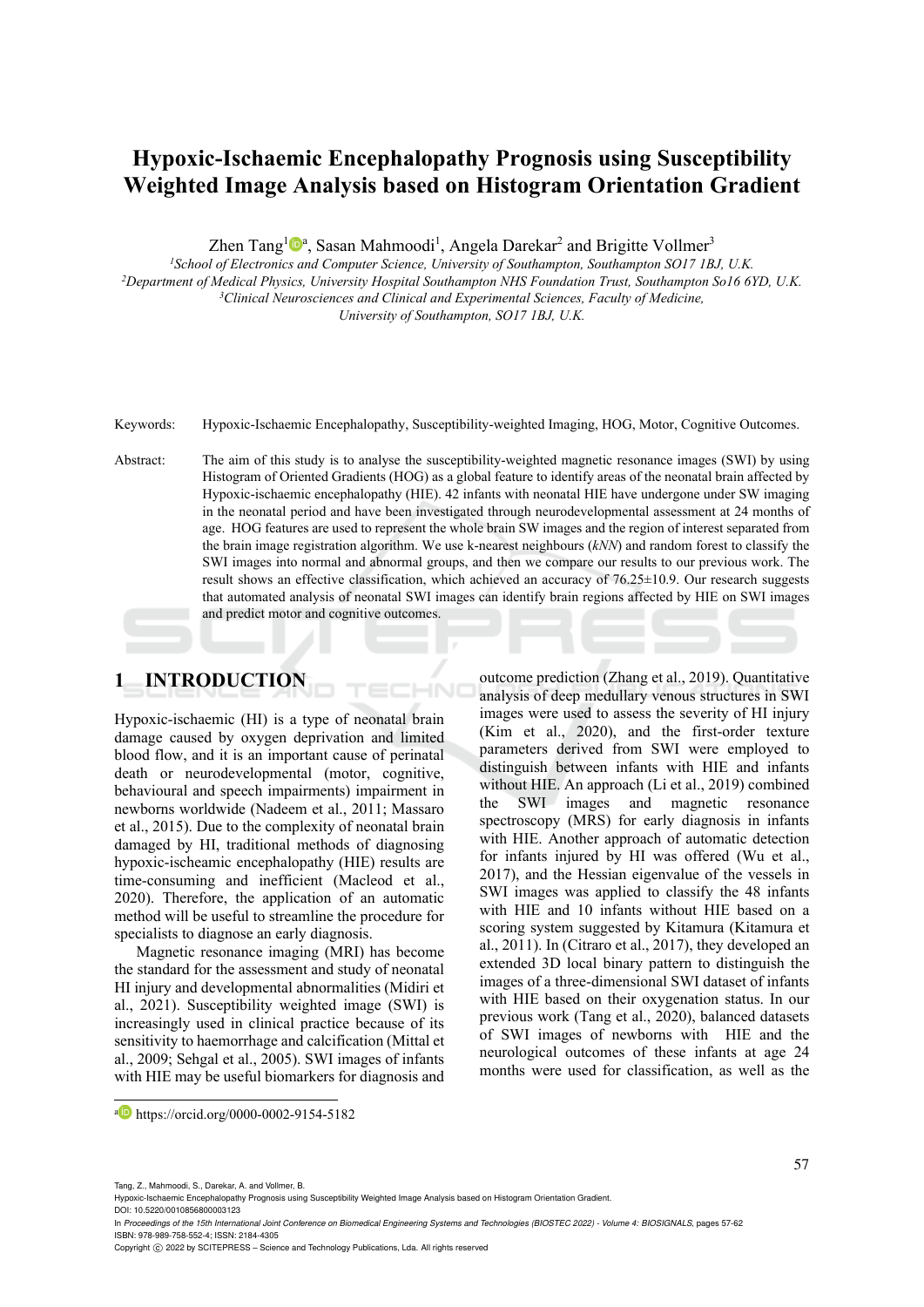# Hypoxic-Ischaemic Encephalopathy Prognosis using Susceptibility Weighted Image Analysis based on Histogram Orientation Gradient

Zhen Tang[1][a], Sasan Mahmoodi[1], Angela Darekar[2] and Brigitte Vollmer[3]

[1]School of Electronics and Computer Science, University of Southampton, Southampton SO17 1BJ, U.K.
[2]Department of Medical Physics, University Hospital Southampton NHS Foundation Trust, Southampton So16 6YD, U.K.
[3]Clinical Neurosciences and Clinical and Experimental Sciences, Faculty of Medicine, University of Southampton, SO17 1BJ, U.K.

Keywords: Hypoxic-Ischaemic Encephalopathy, Susceptibility-weighted Imaging, HOG, Motor, Cognitive Outcomes.

Abstract: The aim of this study is to analyse the susceptibility-weighted magnetic resonance images (SWI) by using Histogram of Oriented Gradients (HOG) as a global feature to identify areas of the neonatal brain affected by Hypoxic-ischaemic encephalopathy (HIE). 42 infants with neonatal HIE have undergone under SW imaging in the neonatal period and have been investigated through neurodevelopmental assessment at 24 months of age. HOG features are used to represent the whole brain SW images and the region of interest separated from the brain image registration algorithm. We use k-nearest neighbours (*kNN*) and random forest to classify the SWI images into normal and abnormal groups, and then we compare our results to our previous work. The result shows an effective classification, which achieved an accuracy of 76.25±10.9. Our research suggests that automated analysis of neonatal SWI images can identify brain regions affected by HIE on SWI images and predict motor and cognitive outcomes.

## 1 INTRODUCTION

Hypoxic-ischaemic (HI) is a type of neonatal brain damage caused by oxygen deprivation and limited blood flow, and it is an important cause of perinatal death or neurodevelopmental (motor, cognitive, behavioural and speech impairments) impairment in newborns worldwide (Nadeem et al., 2011; Massaro et al., 2015). Due to the complexity of neonatal brain damaged by HI, traditional methods of diagnosing hypoxic-ischeamic encephalopathy (HIE) results are time-consuming and inefficient (Macleod et al., 2020). Therefore, the application of an automatic method will be useful to streamline the procedure for specialists to diagnose an early diagnosis.

Magnetic resonance imaging (MRI) has become the standard for the assessment and study of neonatal HI injury and developmental abnormalities (Midiri et al., 2021). Susceptibility weighted image (SWI) is increasingly used in clinical practice because of its sensitivity to haemorrhage and calcification (Mittal et al., 2009; Sehgal et al., 2005). SWI images of infants with HIE may be useful biomarkers for diagnosis and outcome prediction (Zhang et al., 2019). Quantitative analysis of deep medullary venous structures in SWI images were used to assess the severity of HI injury (Kim et al., 2020), and the first-order texture parameters derived from SWI were employed to distinguish between infants with HIE and infants without HIE. An approach (Li et al., 2019) combined the SWI images and magnetic resonance spectroscopy (MRS) for early diagnosis in infants with HIE. Another approach of automatic detection for infants injured by HI was offered (Wu et al., 2017), and the Hessian eigenvalue of the vessels in SWI images was applied to classify the 48 infants with HIE and 10 infants without HIE based on a scoring system suggested by Kitamura (Kitamura et al., 2011). In (Citraro et al., 2017), they developed an extended 3D local binary pattern to distinguish the images of a three-dimensional SWI dataset of infants with HIE based on their oxygenation status. In our previous work (Tang et al., 2020), balanced datasets of SWI images of newborns with HIE and the neurological outcomes of these infants at age 24 months were used for classification, as well as the

[a] https://orcid.org/0000-0002-9154-5182

Tang, Z., Mahmoodi, S., Darekar, A. and Vollmer, B.
Hypoxic-Ischaemic Encephalopathy Prognosis using Susceptibility Weighted Image Analysis based on Histogram Orientation Gradient.
DOI: 10.5220/0010856800003123
In *Proceedings of the 15th International Joint Conference on Biomedical Engineering Systems and Technologies (BIOSTEC 2022) - Volume 4: BIOSIGNALS*, pages 57-62
ISBN: 978-989-758-552-4; ISSN: 2184-4305
Copyright © 2022 by SCITEPRESS – Science and Technology Publications, Lda. All rights reserved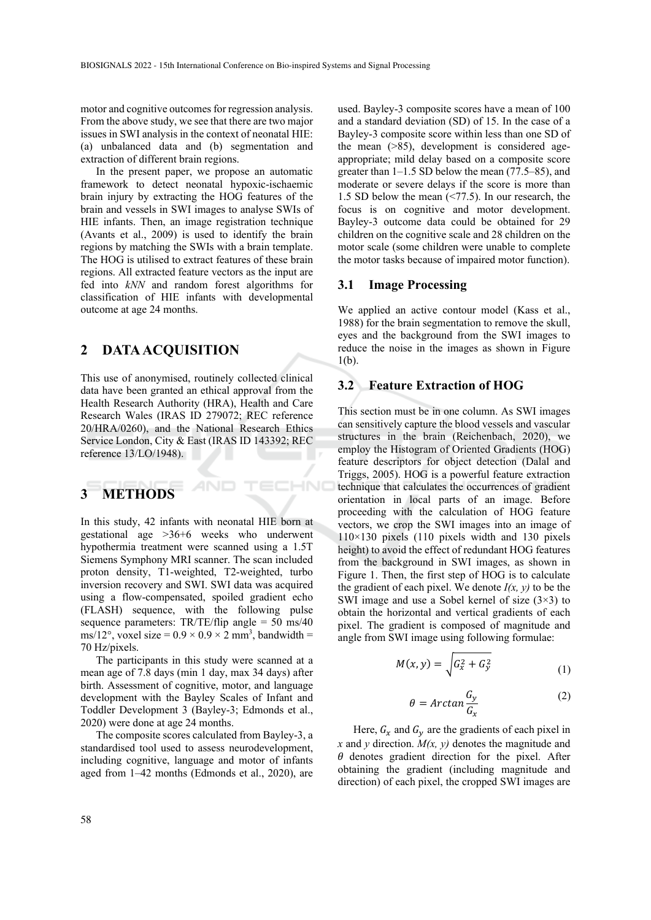motor and cognitive outcomes for regression analysis. From the above study, we see that there are two major issues in SWI analysis in the context of neonatal HIE: (a) unbalanced data and (b) segmentation and extraction of different brain regions.

In the present paper, we propose an automatic framework to detect neonatal hypoxic-ischaemic brain injury by extracting the HOG features of the brain and vessels in SWI images to analyse SWIs of HIE infants. Then, an image registration technique (Avants et al., 2009) is used to identify the brain regions by matching the SWIs with a brain template. The HOG is utilised to extract features of these brain regions. All extracted feature vectors as the input are fed into *kNN* and random forest algorithms for classification of HIE infants with developmental outcome at age 24 months.

## 2 DATA ACQUISITION

This use of anonymised, routinely collected clinical data have been granted an ethical approval from the Health Research Authority (HRA), Health and Care Research Wales (IRAS ID 279072; REC reference 20/HRA/0260), and the National Research Ethics Service London, City & East (IRAS ID 143392; REC reference 13/LO/1948).

## 3 METHODS

In this study, 42 infants with neonatal HIE born at gestational age >36+6 weeks who underwent hypothermia treatment were scanned using a 1.5T Siemens Symphony MRI scanner. The scan included proton density, T1-weighted, T2-weighted, turbo inversion recovery and SWI. SWI data was acquired using a flow-compensated, spoiled gradient echo (FLASH) sequence, with the following pulse sequence parameters: TR/TE/flip angle = 50 ms/40 ms/12°, voxel size = $0.9 \times 0.9 \times 2$ mm$^3$, bandwidth = 70 Hz/pixels.

The participants in this study were scanned at a mean age of 7.8 days (min 1 day, max 34 days) after birth. Assessment of cognitive, motor, and language development with the Bayley Scales of Infant and Toddler Development 3 (Bayley-3; Edmonds et al., 2020) were done at age 24 months.

The composite scores calculated from Bayley-3, a standardised tool used to assess neurodevelopment, including cognitive, language and motor of infants aged from 1–42 months (Edmonds et al., 2020), are used. Bayley-3 composite scores have a mean of 100 and a standard deviation (SD) of 15. In the case of a Bayley-3 composite score within less than one SD of the mean (>85), development is considered age-appropriate; mild delay based on a composite score greater than 1–1.5 SD below the mean (77.5–85), and moderate or severe delays if the score is more than 1.5 SD below the mean (<77.5). In our research, the focus is on cognitive and motor development. Bayley-3 outcome data could be obtained for 29 children on the cognitive scale and 28 children on the motor scale (some children were unable to complete the motor tasks because of impaired motor function).

### 3.1 Image Processing

We applied an active contour model (Kass et al., 1988) for the brain segmentation to remove the skull, eyes and the background from the SWI images to reduce the noise in the images as shown in Figure 1(b).

### 3.2 Feature Extraction of HOG

This section must be in one column. As SWI images can sensitively capture the blood vessels and vascular structures in the brain (Reichenbach, 2020), we employ the Histogram of Oriented Gradients (HOG) feature descriptors for object detection (Dalal and Triggs, 2005). HOG is a powerful feature extraction technique that calculates the occurrences of gradient orientation in local parts of an image. Before proceeding with the calculation of HOG feature vectors, we crop the SWI images into an image of 110×130 pixels (110 pixels width and 130 pixels height) to avoid the effect of redundant HOG features from the background in SWI images, as shown in Figure 1. Then, the first step of HOG is to calculate the gradient of each pixel. We denote $I(x, y)$ to be the SWI image and use a Sobel kernel of size (3×3) to obtain the horizontal and vertical gradients of each pixel. The gradient is composed of magnitude and angle from SWI image using following formulae:

$$M(x, y) = \sqrt{G_x^2 + G_y^2} \tag{1}$$

$$\theta = Arctan\frac{G_y}{G_x} \tag{2}$$

Here, $G_x$ and $G_y$ are the gradients of each pixel in $x$ and $y$ direction. $M(x, y)$ denotes the magnitude and $\theta$ denotes gradient direction for the pixel. After obtaining the gradient (including magnitude and direction) of each pixel, the cropped SWI images are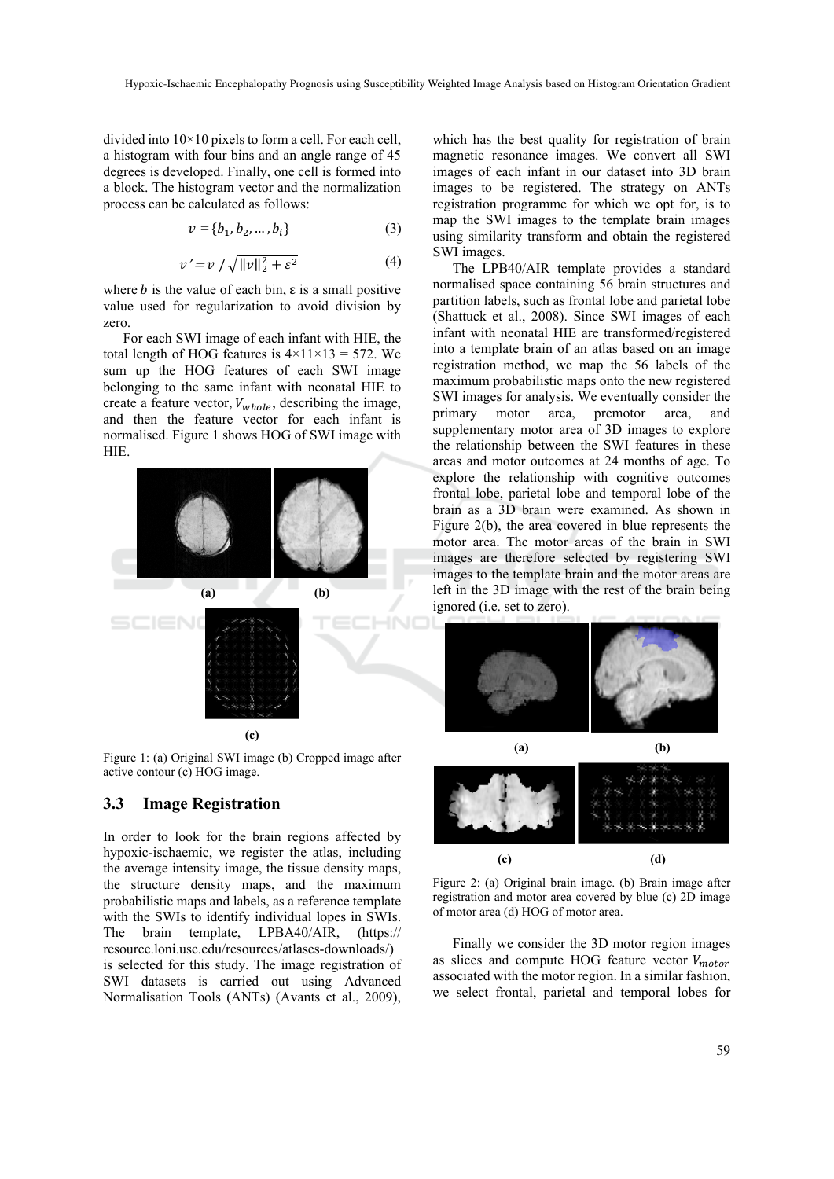divided into 10×10 pixels to form a cell. For each cell, a histogram with four bins and an angle range of 45 degrees is developed. Finally, one cell is formed into a block. The histogram vector and the normalization process can be calculated as follows:

$$v = \{b_1, b_2, \ldots, b_i\} \tag{3}$$

$$v' = v \,/\, \sqrt{\|v\|_2^2 + \varepsilon^2} \tag{4}$$

where $b$ is the value of each bin, ε is a small positive value used for regularization to avoid division by zero.

For each SWI image of each infant with HIE, the total length of HOG features is 4×11×13 = 572. We sum up the HOG features of each SWI image belonging to the same infant with neonatal HIE to create a feature vector, $V_{whole}$, describing the image, and then the feature vector for each infant is normalised. Figure 1 shows HOG of SWI image with HIE.

Figure 1: (a) Original SWI image (b) Cropped image after active contour (c) HOG image.

### 3.3 Image Registration

In order to look for the brain regions affected by hypoxic-ischaemic, we register the atlas, including the average intensity image, the tissue density maps, the structure density maps, and the maximum probabilistic maps and labels, as a reference template with the SWIs to identify individual lopes in SWIs. The brain template, LPBA40/AIR, (https://resource.loni.usc.edu/resources/atlases-downloads/) is selected for this study. The image registration of SWI datasets is carried out using Advanced Normalisation Tools (ANTs) (Avants et al., 2009), which has the best quality for registration of brain magnetic resonance images. We convert all SWI images of each infant in our dataset into 3D brain images to be registered. The strategy on ANTs registration programme for which we opt for, is to map the SWI images to the template brain images using similarity transform and obtain the registered SWI images.

The LPB40/AIR template provides a standard normalised space containing 56 brain structures and partition labels, such as frontal lobe and parietal lobe (Shattuck et al., 2008). Since SWI images of each infant with neonatal HIE are transformed/registered into a template brain of an atlas based on an image registration method, we map the 56 labels of the maximum probabilistic maps onto the new registered SWI images for analysis. We eventually consider the primary motor area, premotor area, and supplementary motor area of 3D images to explore the relationship between the SWI features in these areas and motor outcomes at 24 months of age. To explore the relationship with cognitive outcomes frontal lobe, parietal lobe and temporal lobe of the brain as a 3D brain were examined. As shown in Figure 2(b), the area covered in blue represents the motor area. The motor areas of the brain in SWI images are therefore selected by registering SWI images to the template brain and the motor areas are left in the 3D image with the rest of the brain being ignored (i.e. set to zero).

Figure 2: (a) Original brain image. (b) Brain image after registration and motor area covered by blue (c) 2D image of motor area (d) HOG of motor area.

Finally we consider the 3D motor region images as slices and compute HOG feature vector $V_{motor}$ associated with the motor region. In a similar fashion, we select frontal, parietal and temporal lobes for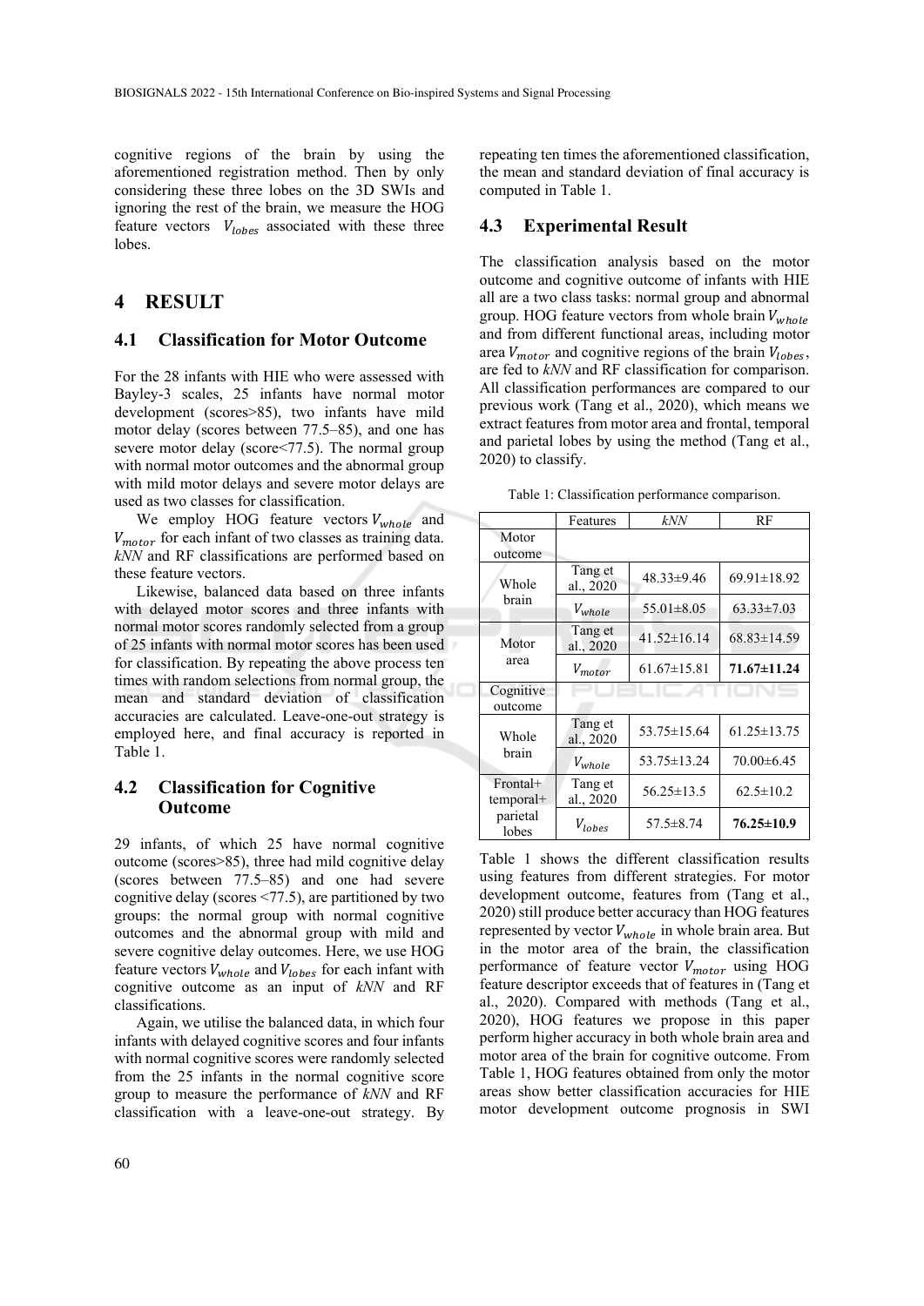cognitive regions of the brain by using the aforementioned registration method. Then by only considering these three lobes on the 3D SWIs and ignoring the rest of the brain, we measure the HOG feature vectors $V_{lobes}$ associated with these three lobes.

# 4 RESULT

## 4.1 Classification for Motor Outcome

For the 28 infants with HIE who were assessed with Bayley-3 scales, 25 infants have normal motor development (scores>85), two infants have mild motor delay (scores between 77.5–85), and one has severe motor delay (score<77.5). The normal group with normal motor outcomes and the abnormal group with mild motor delays and severe motor delays are used as two classes for classification.

We employ HOG feature vectors $V_{whole}$ and $V_{motor}$ for each infant of two classes as training data. *kNN* and RF classifications are performed based on these feature vectors.

Likewise, balanced data based on three infants with delayed motor scores and three infants with normal motor scores randomly selected from a group of 25 infants with normal motor scores has been used for classification. By repeating the above process ten times with random selections from normal group, the mean and standard deviation of classification accuracies are calculated. Leave-one-out strategy is employed here, and final accuracy is reported in Table 1.

## 4.2 Classification for Cognitive Outcome

29 infants, of which 25 have normal cognitive outcome (scores>85), three had mild cognitive delay (scores between 77.5–85) and one had severe cognitive delay (scores <77.5), are partitioned by two groups: the normal group with normal cognitive outcomes and the abnormal group with mild and severe cognitive delay outcomes. Here, we use HOG feature vectors $V_{whole}$ and $V_{lobes}$ for each infant with cognitive outcome as an input of *kNN* and RF classifications.

Again, we utilise the balanced data, in which four infants with delayed cognitive scores and four infants with normal cognitive scores were randomly selected from the 25 infants in the normal cognitive score group to measure the performance of *kNN* and RF classification with a leave-one-out strategy. By repeating ten times the aforementioned classification, the mean and standard deviation of final accuracy is computed in Table 1.

## 4.3 Experimental Result

The classification analysis based on the motor outcome and cognitive outcome of infants with HIE all are a two class tasks: normal group and abnormal group. HOG feature vectors from whole brain $V_{whole}$ and from different functional areas, including motor area $V_{motor}$ and cognitive regions of the brain $V_{lobes}$, are fed to *kNN* and RF classification for comparison. All classification performances are compared to our previous work (Tang et al., 2020), which means we extract features from motor area and frontal, temporal and parietal lobes by using the method (Tang et al., 2020) to classify.

Table 1: Classification performance comparison.

| | Features | *kNN* | RF |
|---|---|---|---|
| Motor outcome | | | |
| Whole brain | Tang et al., 2020 | 48.33±9.46 | 69.91±18.92 |
| | $V_{whole}$ | 55.01±8.05 | 63.33±7.03 |
| Motor area | Tang et al., 2020 | 41.52±16.14 | 68.83±14.59 |
| | $V_{motor}$ | 61.67±15.81 | **71.67±11.24** |
| Cognitive outcome | | | |
| Whole brain | Tang et al., 2020 | 53.75±15.64 | 61.25±13.75 |
| | $V_{whole}$ | 53.75±13.24 | 70.00±6.45 |
| Frontal+ temporal+ parietal lobes | Tang et al., 2020 | 56.25±13.5 | 62.5±10.2 |
| | $V_{lobes}$ | 57.5±8.74 | **76.25±10.9** |

Table 1 shows the different classification results using features from different strategies. For motor development outcome, features from (Tang et al., 2020) still produce better accuracy than HOG features represented by vector $V_{whole}$ in whole brain area. But in the motor area of the brain, the classification performance of feature vector $V_{motor}$ using HOG feature descriptor exceeds that of features in (Tang et al., 2020). Compared with methods (Tang et al., 2020), HOG features we propose in this paper perform higher accuracy in both whole brain area and motor area of the brain for cognitive outcome. From Table 1, HOG features obtained from only the motor areas show better classification accuracies for HIE motor development outcome prognosis in SWI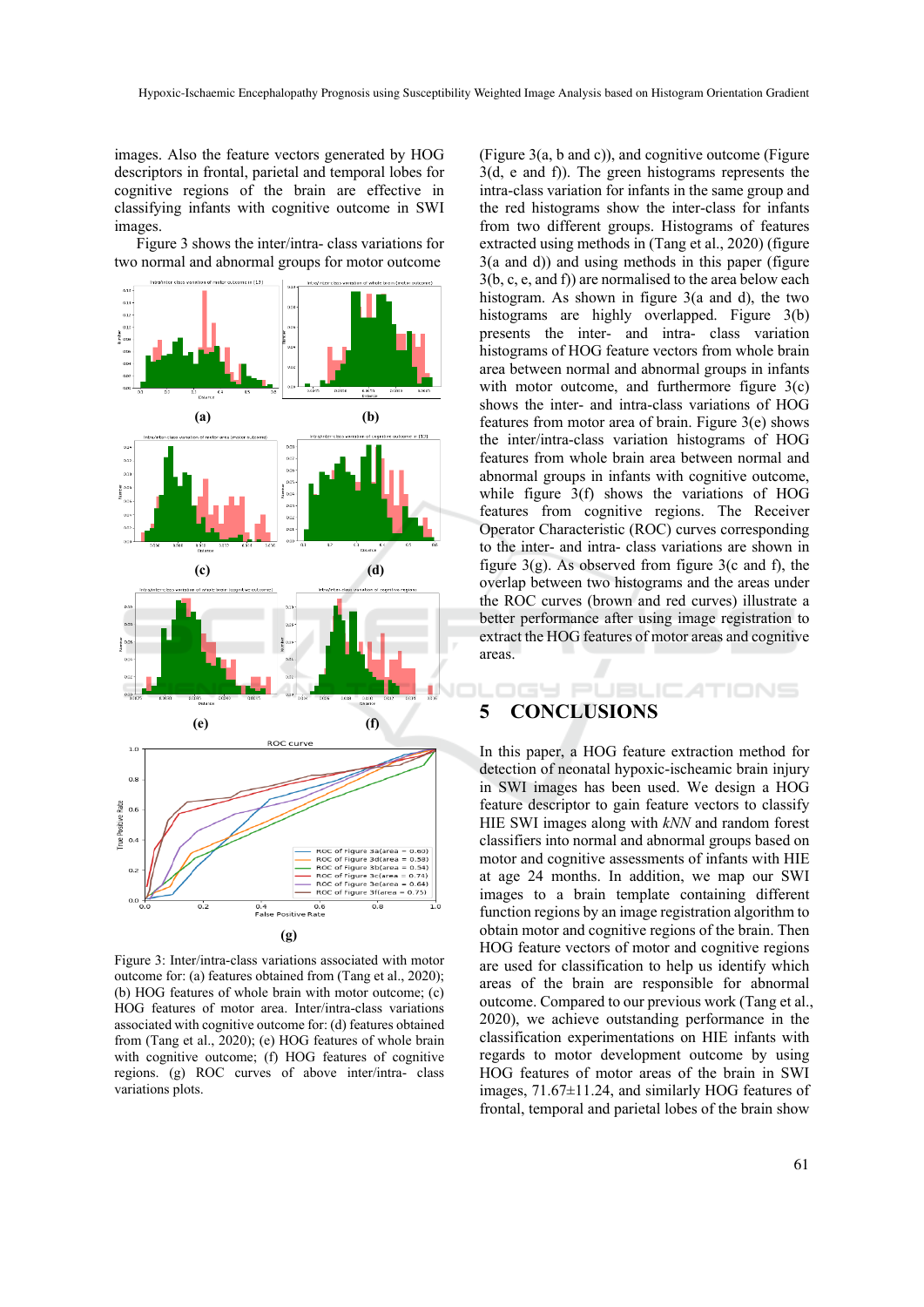images. Also the feature vectors generated by HOG descriptors in frontal, parietal and temporal lobes for cognitive regions of the brain are effective in classifying infants with cognitive outcome in SWI images.

Figure 3 shows the inter/intra- class variations for two normal and abnormal groups for motor outcome (Figure 3(a, b and c)), and cognitive outcome (Figure 3(d, e and f)). The green histograms represents the intra-class variation for infants in the same group and the red histograms show the inter-class for infants from two different groups. Histograms of features extracted using methods in (Tang et al., 2020) (figure 3(a and d)) and using methods in this paper (figure 3(b, c, e, and f)) are normalised to the area below each histogram. As shown in figure 3(a and d), the two histograms are highly overlapped. Figure 3(b) presents the inter- and intra- class variation histograms of HOG feature vectors from whole brain area between normal and abnormal groups in infants with motor outcome, and furthermore figure 3(c) shows the inter- and intra-class variations of HOG features from motor area of brain. Figure 3(e) shows the inter/intra-class variation histograms of HOG features from whole brain area between normal and abnormal groups in infants with cognitive outcome, while figure 3(f) shows the variations of HOG features from cognitive regions. The Receiver Operator Characteristic (ROC) curves corresponding to the inter- and intra- class variations are shown in figure 3(g). As observed from figure 3(c and f), the overlap between two histograms and the areas under the ROC curves (brown and red curves) illustrate a better performance after using image registration to extract the HOG features of motor areas and cognitive areas.

Figure 3: Inter/intra-class variations associated with motor outcome for: (a) features obtained from (Tang et al., 2020); (b) HOG features of whole brain with motor outcome; (c) HOG features of motor area. Inter/intra-class variations associated with cognitive outcome for: (d) features obtained from (Tang et al., 2020); (e) HOG features of whole brain with cognitive outcome; (f) HOG features of cognitive regions. (g) ROC curves of above inter/intra- class variations plots.

## 5 CONCLUSIONS

In this paper, a HOG feature extraction method for detection of neonatal hypoxic-ischeamic brain injury in SWI images has been used. We design a HOG feature descriptor to gain feature vectors to classify HIE SWI images along with *kNN* and random forest classifiers into normal and abnormal groups based on motor and cognitive assessments of infants with HIE at age 24 months. In addition, we map our SWI images to a brain template containing different function regions by an image registration algorithm to obtain motor and cognitive regions of the brain. Then HOG feature vectors of motor and cognitive regions are used for classification to help us identify which areas of the brain are responsible for abnormal outcome. Compared to our previous work (Tang et al., 2020), we achieve outstanding performance in the classification experimentations on HIE infants with regards to motor development outcome by using HOG features of motor areas of the brain in SWI images, 71.67±11.24, and similarly HOG features of frontal, temporal and parietal lobes of the brain show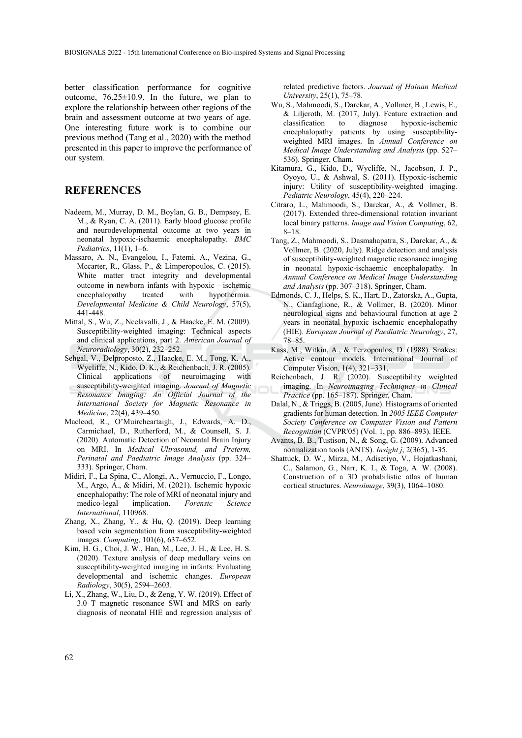better classification performance for cognitive outcome, 76.25±10.9. In the future, we plan to explore the relationship between other regions of the brain and assessment outcome at two years of age. One interesting future work is to combine our previous method (Tang et al., 2020) with the method presented in this paper to improve the performance of our system.

## REFERENCES

Nadeem, M., Murray, D. M., Boylan, G. B., Dempsey, E. M., & Ryan, C. A. (2011). Early blood glucose profile and neurodevelopmental outcome at two years in neonatal hypoxic-ischaemic encephalopathy. *BMC Pediatrics*, 11(1), 1–6.

Massaro, A. N., Evangelou, I., Fatemi, A., Vezina, G., Mccarter, R., Glass, P., & Limperopoulos, C. (2015). White matter tract integrity and developmental outcome in newborn infants with hypoxic‐ischemic encephalopathy treated with hypothermia. *Developmental Medicine & Child Neurology*, 57(5), 441-448.

Mittal, S., Wu, Z., Neelavalli, J., & Haacke, E. M. (2009). Susceptibility-weighted imaging: Technical aspects and clinical applications, part 2. *American Journal of Neuroradiology*, 30(2), 232–252.

Sehgal, V., Delproposto, Z., Haacke, E. M., Tong, K. A., Wycliffe, N., Kido, D. K., & Reichenbach, J. R. (2005). Clinical applications of neuroimaging with susceptibility-weighted imaging. *Journal of Magnetic Resonance Imaging: An Official Journal of the International Society for Magnetic Resonance in Medicine*, 22(4), 439–450.

Macleod, R., O'Muircheartaigh, J., Edwards, A. D., Carmichael, D., Rutherford, M., & Counsell, S. J. (2020). Automatic Detection of Neonatal Brain Injury on MRI. In *Medical Ultrasound, and Preterm, Perinatal and Paediatric Image Analysis* (pp. 324–333). Springer, Cham.

Midiri, F., La Spina, C., Alongi, A., Vernuccio, F., Longo, M., Argo, A., & Midiri, M. (2021). Ischemic hypoxic encephalopathy: The role of MRI of neonatal injury and medico-legal implication. *Forensic Science International*, 110968.

Zhang, X., Zhang, Y., & Hu, Q. (2019). Deep learning based vein segmentation from susceptibility-weighted images. *Computing*, 101(6), 637–652.

Kim, H. G., Choi, J. W., Han, M., Lee, J. H., & Lee, H. S. (2020). Texture analysis of deep medullary veins on susceptibility-weighted imaging in infants: Evaluating developmental and ischemic changes. *European Radiology*, 30(5), 2594–2603.

Li, X., Zhang, W., Liu, D., & Zeng, Y. W. (2019). Effect of 3.0 T magnetic resonance SWI and MRS on early diagnosis of neonatal HIE and regression analysis of related predictive factors. *Journal of Hainan Medical University*, 25(1), 75–78.

Wu, S., Mahmoodi, S., Darekar, A., Vollmer, B., Lewis, E., & Liljeroth, M. (2017, July). Feature extraction and classification to diagnose hypoxic-ischemic encephalopathy patients by using susceptibility-weighted MRI images. In *Annual Conference on Medical Image Understanding and Analysis* (pp. 527–536). Springer, Cham.

Kitamura, G., Kido, D., Wycliffe, N., Jacobson, J. P., Oyoyo, U., & Ashwal, S. (2011). Hypoxic-ischemic injury: Utility of susceptibility-weighted imaging. *Pediatric Neurology*, 45(4), 220–224.

Citraro, L., Mahmoodi, S., Darekar, A., & Vollmer, B. (2017). Extended three-dimensional rotation invariant local binary patterns. *Image and Vision Computing*, 62, 8–18.

Tang, Z., Mahmoodi, S., Dasmahapatra, S., Darekar, A., & Vollmer, B. (2020, July). Ridge detection and analysis of susceptibility-weighted magnetic resonance imaging in neonatal hypoxic-ischaemic encephalopathy. In *Annual Conference on Medical Image Understanding and Analysis* (pp. 307–318). Springer, Cham.

Edmonds, C. J., Helps, S. K., Hart, D., Zatorska, A., Gupta, N., Cianfaglione, R., & Vollmer, B. (2020). Minor neurological signs and behavioural function at age 2 years in neonatal hypoxic ischaemic encephalopathy (HIE). *European Journal of Paediatric Neurology*, 27, 78–85.

Kass, M., Witkin, A., & Terzopoulos, D. (1988). Snakes: Active contour models. International Journal of Computer Vision, 1(4), 321–331.

Reichenbach, J. R. (2020). Susceptibility weighted imaging. In *Neuroimaging Techniques in Clinical Practice* (pp. 165–187). Springer, Cham.

Dalal, N., & Triggs, B. (2005, June). Histograms of oriented gradients for human detection. In *2005 IEEE Computer Society Conference on Computer Vision and Pattern Recognition* (CVPR'05) (Vol. 1, pp. 886–893). IEEE.

Avants, B. B., Tustison, N., & Song, G. (2009). Advanced normalization tools (ANTS). *Insight j*, 2(365), 1-35.

Shattuck, D. W., Mirza, M., Adisetiyo, V., Hojatkashani, C., Salamon, G., Narr, K. L., & Toga, A. W. (2008). Construction of a 3D probabilistic atlas of human cortical structures. *Neuroimage*, 39(3), 1064–1080.